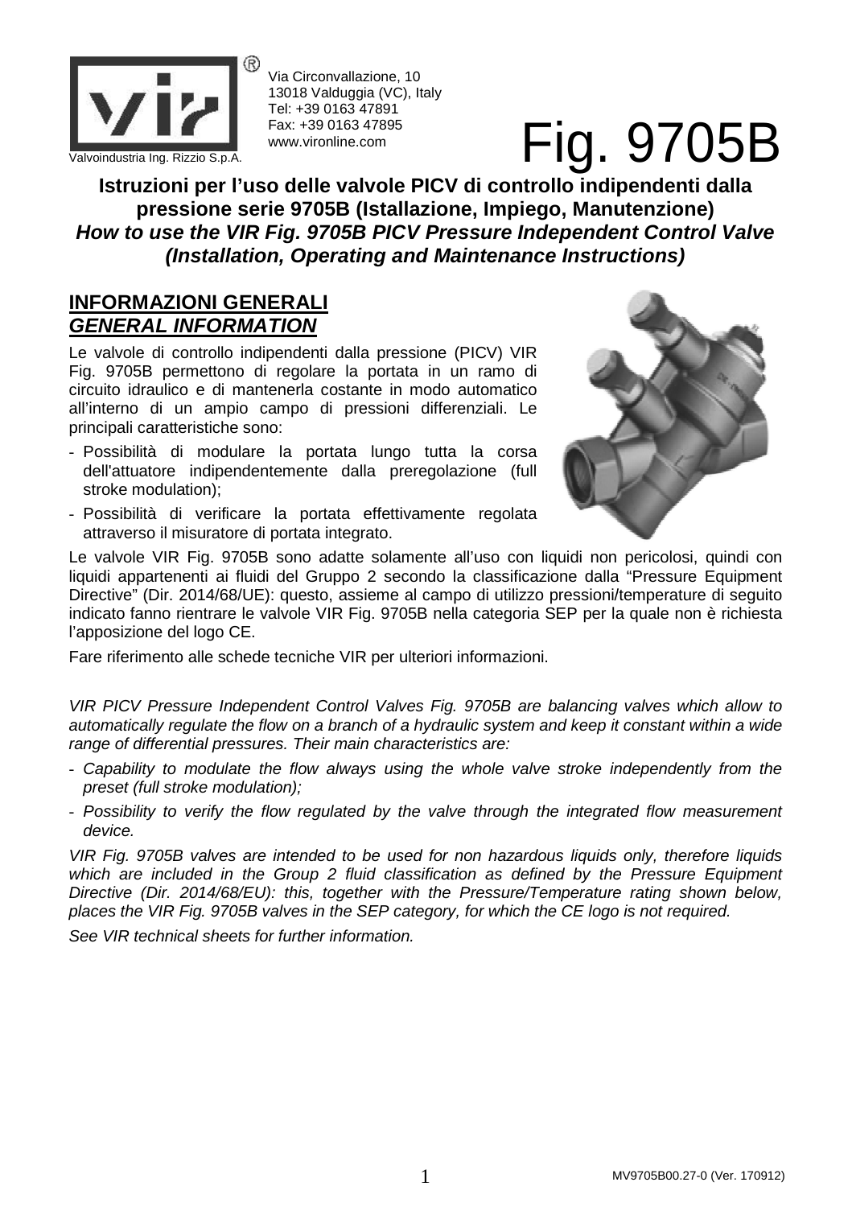Via Circonvallazione, 10
13018 Valduggia (VC), Italy
Tel: +39 0163 47891
Fax: +39 0163 47895
www.vironline.com

Valvoindustria Ing. Rizzio S.p.A.

# Fig. 9705B

**Istruzioni per l'uso delle valvole PICV di controllo indipendenti dalla pressione serie 9705B (Istallazione, Impiego, Manutenzione)**
***How to use the VIR Fig. 9705B PICV Pressure Independent Control Valve (Installation, Operating and Maintenance Instructions)***

## INFORMAZIONI GENERALI
## *GENERAL INFORMATION*

Le valvole di controllo indipendenti dalla pressione (PICV) VIR Fig. 9705B permettono di regolare la portata in un ramo di circuito idraulico e di mantenerla costante in modo automatico all'interno di un ampio campo di pressioni differenziali. Le principali caratteristiche sono:

- Possibilità di modulare la portata lungo tutta la corsa dell'attuatore indipendentemente dalla preregolazione (full stroke modulation);
- Possibilità di verificare la portata effettivamente regolata attraverso il misuratore di portata integrato.

Le valvole VIR Fig. 9705B sono adatte solamente all'uso con liquidi non pericolosi, quindi con liquidi appartenenti ai fluidi del Gruppo 2 secondo la classificazione dalla "Pressure Equipment Directive" (Dir. 2014/68/UE): questo, assieme al campo di utilizzo pressioni/temperature di seguito indicato fanno rientrare le valvole VIR Fig. 9705B nella categoria SEP per la quale non è richiesta l'apposizione del logo CE.

Fare riferimento alle schede tecniche VIR per ulteriori informazioni.

*VIR PICV Pressure Independent Control Valves Fig. 9705B are balancing valves which allow to automatically regulate the flow on a branch of a hydraulic system and keep it constant within a wide range of differential pressures. Their main characteristics are:*

- *Capability to modulate the flow always using the whole valve stroke independently from the preset (full stroke modulation);*
- *Possibility to verify the flow regulated by the valve through the integrated flow measurement device.*

*VIR Fig. 9705B valves are intended to be used for non hazardous liquids only, therefore liquids which are included in the Group 2 fluid classification as defined by the Pressure Equipment Directive (Dir. 2014/68/EU): this, together with the Pressure/Temperature rating shown below, places the VIR Fig. 9705B valves in the SEP category, for which the CE logo is not required.*

*See VIR technical sheets for further information.*

MV9705B00.27-0 (Ver. 170912)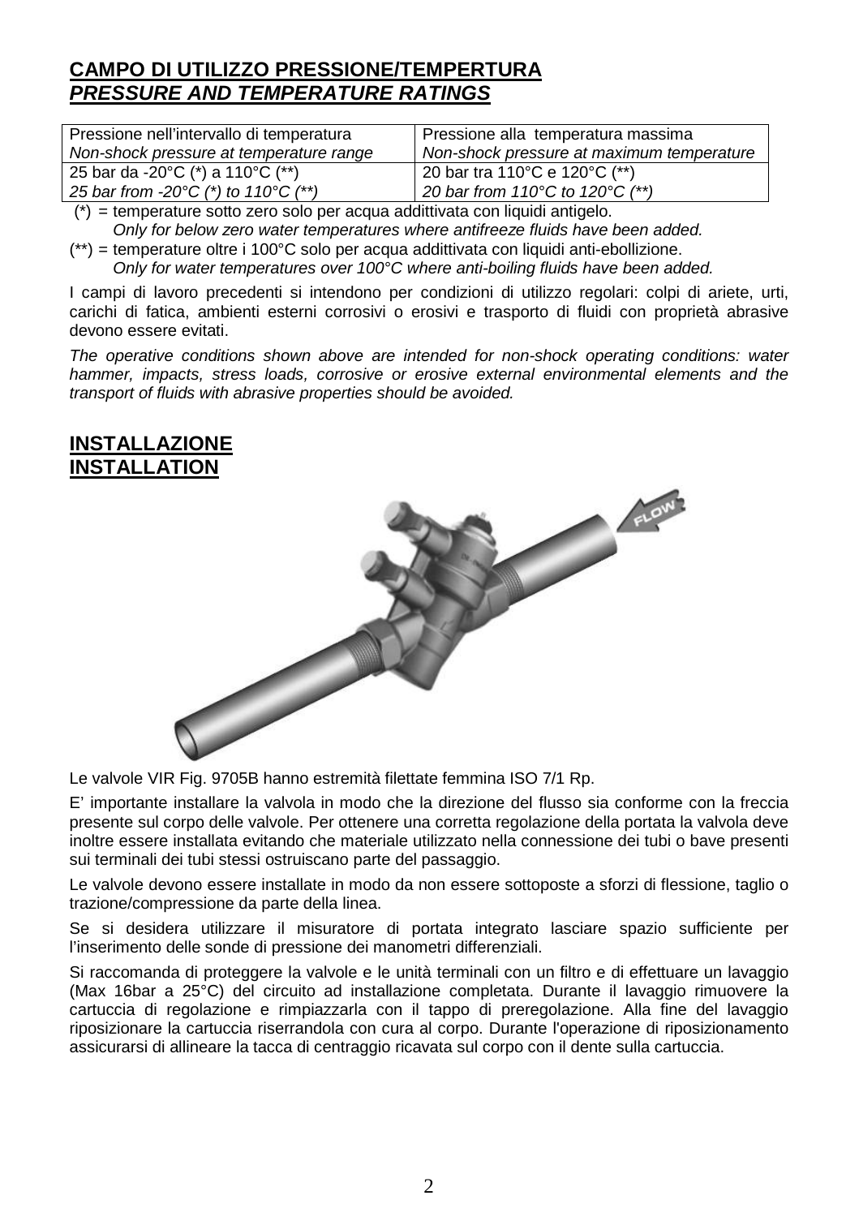## CAMPO DI UTILIZZO PRESSIONE/TEMPERTURA
## *PRESSURE AND TEMPERATURE RATINGS*

| Pressione nell'intervallo di temperatura<br>*Non-shock pressure at temperature range* | Pressione alla temperatura massima<br>*Non-shock pressure at maximum temperature* |
|---|---|
| 25 bar da -20°C (*) a 110°C (**)<br>*25 bar from -20°C (*) to 110°C (**)* | 20 bar tra 110°C e 120°C (**)<br>*20 bar from 110°C to 120°C (**)* |

(*) = temperature sotto zero solo per acqua addittivata con liquidi antigelo.
*Only for below zero water temperatures where antifreeze fluids have been added.*

(**) = temperature oltre i 100°C solo per acqua addittivata con liquidi anti-ebollizione.
*Only for water temperatures over 100°C where anti-boiling fluids have been added.*

I campi di lavoro precedenti si intendono per condizioni di utilizzo regolari: colpi di ariete, urti, carichi di fatica, ambienti esterni corrosivi o erosivi e trasporto di fluidi con proprietà abrasive devono essere evitati.

*The operative conditions shown above are intended for non-shock operating conditions: water hammer, impacts, stress loads, corrosive or erosive external environmental elements and the transport of fluids with abrasive properties should be avoided.*

## INSTALLAZIONE
## INSTALLATION

FLOW

Le valvole VIR Fig. 9705B hanno estremità filettate femmina ISO 7/1 Rp.

E' importante installare la valvola in modo che la direzione del flusso sia conforme con la freccia presente sul corpo delle valvole. Per ottenere una corretta regolazione della portata la valvola deve inoltre essere installata evitando che materiale utilizzato nella connessione dei tubi o bave presenti sui terminali dei tubi stessi ostruiscano parte del passaggio.

Le valvole devono essere installate in modo da non essere sottoposte a sforzi di flessione, taglio o trazione/compressione da parte della linea.

Se si desidera utilizzare il misuratore di portata integrato lasciare spazio sufficiente per l'inserimento delle sonde di pressione dei manometri differenziali.

Si raccomanda di proteggere la valvole e le unità terminali con un filtro e di effettuare un lavaggio (Max 16bar a 25°C) del circuito ad installazione completata. Durante il lavaggio rimuovere la cartuccia di regolazione e rimpiazzarla con il tappo di preregolazione. Alla fine del lavaggio riposizionare la cartuccia riserrandola con cura al corpo. Durante l'operazione di riposizionamento assicurarsi di allineare la tacca di centraggio ricavata sul corpo con il dente sulla cartuccia.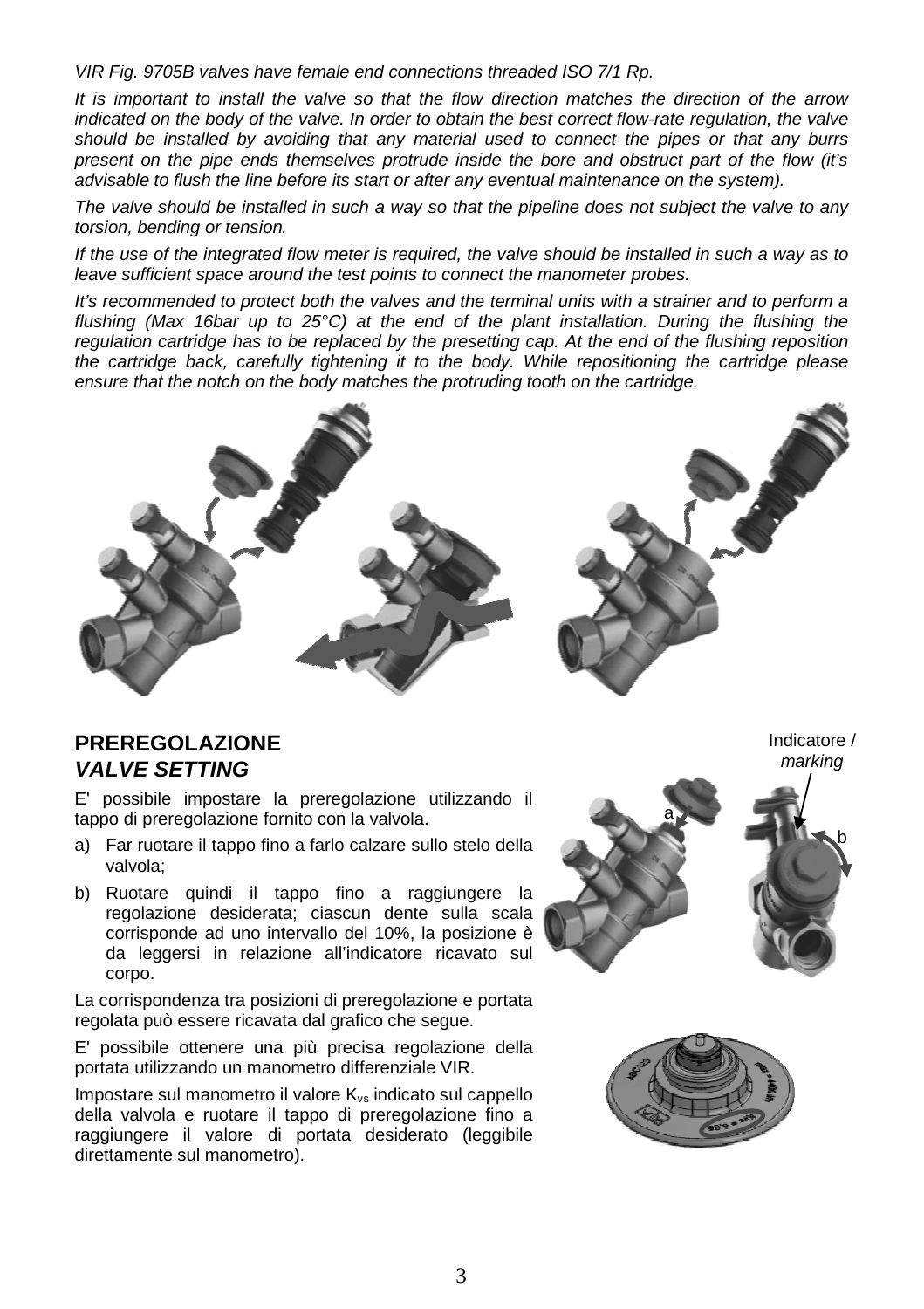*VIR Fig. 9705B valves have female end connections threaded ISO 7/1 Rp.*

*It is important to install the valve so that the flow direction matches the direction of the arrow indicated on the body of the valve. In order to obtain the best correct flow-rate regulation, the valve should be installed by avoiding that any material used to connect the pipes or that any burrs present on the pipe ends themselves protrude inside the bore and obstruct part of the flow (it's advisable to flush the line before its start or after any eventual maintenance on the system).*

*The valve should be installed in such a way so that the pipeline does not subject the valve to any torsion, bending or tension.*

*If the use of the integrated flow meter is required, the valve should be installed in such a way as to leave sufficient space around the test points to connect the manometer probes.*

*It's recommended to protect both the valves and the terminal units with a strainer and to perform a flushing (Max 16bar up to 25°C) at the end of the plant installation. During the flushing the regulation cartridge has to be replaced by the presetting cap. At the end of the flushing reposition the cartridge back, carefully tightening it to the body. While repositioning the cartridge please ensure that the notch on the body matches the protruding tooth on the cartridge.*

## PREREGOLAZIONE
## *VALVE SETTING*

E' possibile impostare la preregolazione utilizzando il tappo di preregolazione fornito con la valvola.

a) Far ruotare il tappo fino a farlo calzare sullo stelo della valvola;
b) Ruotare quindi il tappo fino a raggiungere la regolazione desiderata; ciascun dente sulla scala corrisponde ad uno intervallo del 10%, la posizione è da leggersi in relazione all'indicatore ricavato sul corpo.

La corrispondenza tra posizioni di preregolazione e portata regolata può essere ricavata dal grafico che segue.

E' possibile ottenere una più precisa regolazione della portata utilizzando un manometro differenziale VIR.

Impostare sul manometro il valore $K_{vs}$ indicato sul cappello della valvola e ruotare il tappo di preregolazione fino a raggiungere il valore di portata desiderato (leggibile direttamente sul manometro).

Indicatore / *marking*

a

b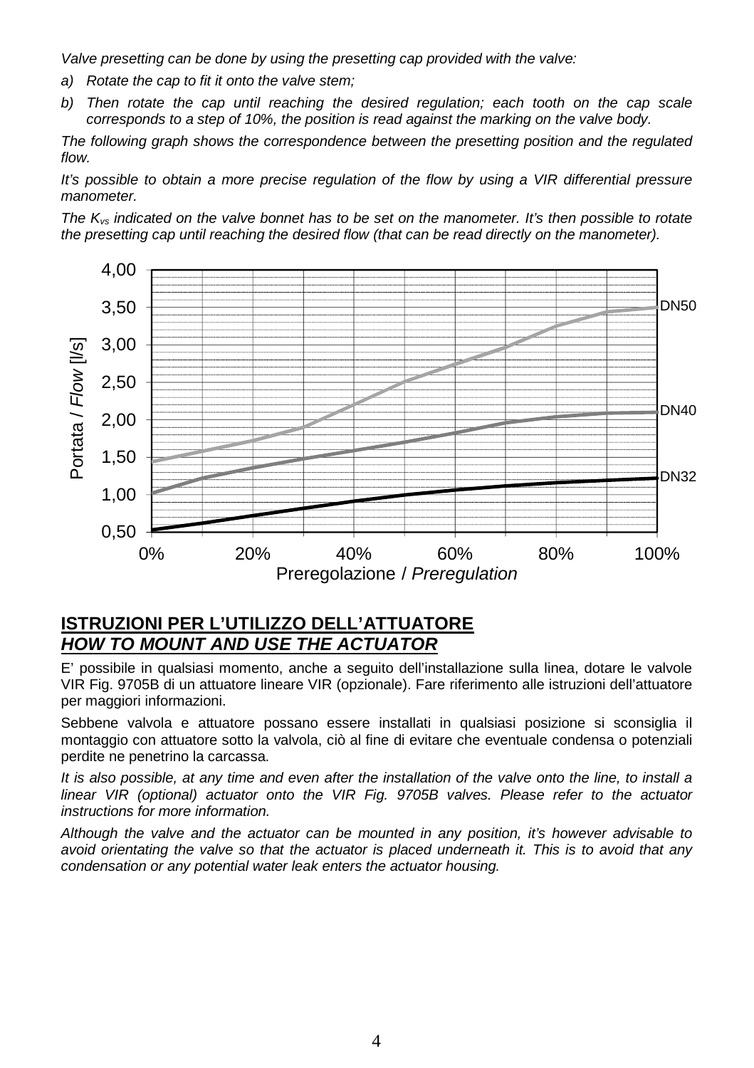*Valve presetting can be done by using the presetting cap provided with the valve:*

a) *Rotate the cap to fit it onto the valve stem;*
b) *Then rotate the cap until reaching the desired regulation; each tooth on the cap scale corresponds to a step of 10%, the position is read against the marking on the valve body.*

*The following graph shows the correspondence between the presetting position and the regulated flow.*

*It's possible to obtain a more precise regulation of the flow by using a VIR differential pressure manometer.*

*The $K_{vs}$ indicated on the valve bonnet has to be set on the manometer. It's then possible to rotate the presetting cap until reaching the desired flow (that can be read directly on the manometer).*

Portata / *Flow* [l/s]

4,00
3,50
3,00
2,50
2,00
1,50
1,00
0,50

DN50
DN40
DN32

0%
20%
40%
60%
80%
100%

Preregolazione / *Preregulation*

## ISTRUZIONI PER L'UTILIZZO DELL'ATTUATORE
## *HOW TO MOUNT AND USE THE ACTUATOR*

E' possibile in qualsiasi momento, anche a seguito dell'installazione sulla linea, dotare le valvole VIR Fig. 9705B di un attuatore lineare VIR (opzionale). Fare riferimento alle istruzioni dell'attuatore per maggiori informazioni.

Sebbene valvola e attuatore possano essere installati in qualsiasi posizione si sconsiglia il montaggio con attuatore sotto la valvola, ciò al fine di evitare che eventuale condensa o potenziali perdite ne penetrino la carcassa.

*It is also possible, at any time and even after the installation of the valve onto the line, to install a linear VIR (optional) actuator onto the VIR Fig. 9705B valves. Please refer to the actuator instructions for more information.*

*Although the valve and the actuator can be mounted in any position, it's however advisable to avoid orientating the valve so that the actuator is placed underneath it. This is to avoid that any condensation or any potential water leak enters the actuator housing.*